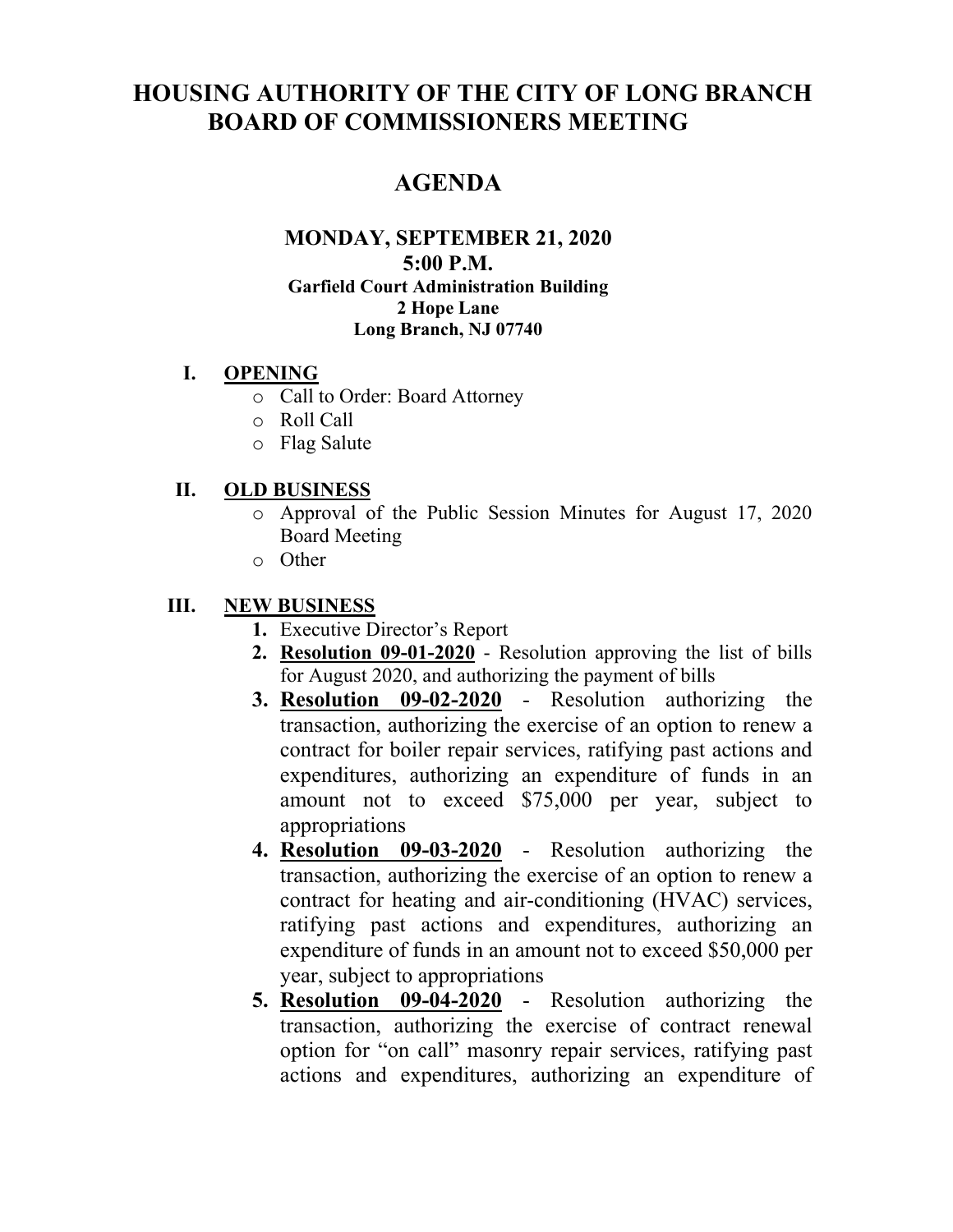# HOUSING AUTHORITY OF THE CITY OF LONG BRANCH BOARD OF COMMISSIONERS MEETING

## AGENDA

**MONDAY, SEPTEMBER 21, 2020**
**5:00 P.M.**
**Garfield Court Administration Building**
**2 Hope Lane**
**Long Branch, NJ 07740**

**I. OPENING**

- Call to Order: Board Attorney
- Roll Call
- Flag Salute

**II. OLD BUSINESS**

- Approval of the Public Session Minutes for August 17, 2020 Board Meeting
- Other

**III. NEW BUSINESS**

1. Executive Director's Report
2. **Resolution 09-01-2020** - Resolution approving the list of bills for August 2020, and authorizing the payment of bills
3. **Resolution 09-02-2020** - Resolution authorizing the transaction, authorizing the exercise of an option to renew a contract for boiler repair services, ratifying past actions and expenditures, authorizing an expenditure of funds in an amount not to exceed $75,000 per year, subject to appropriations
4. **Resolution 09-03-2020** - Resolution authorizing the transaction, authorizing the exercise of an option to renew a contract for heating and air-conditioning (HVAC) services, ratifying past actions and expenditures, authorizing an expenditure of funds in an amount not to exceed $50,000 per year, subject to appropriations
5. **Resolution 09-04-2020** - Resolution authorizing the transaction, authorizing the exercise of contract renewal option for "on call" masonry repair services, ratifying past actions and expenditures, authorizing an expenditure of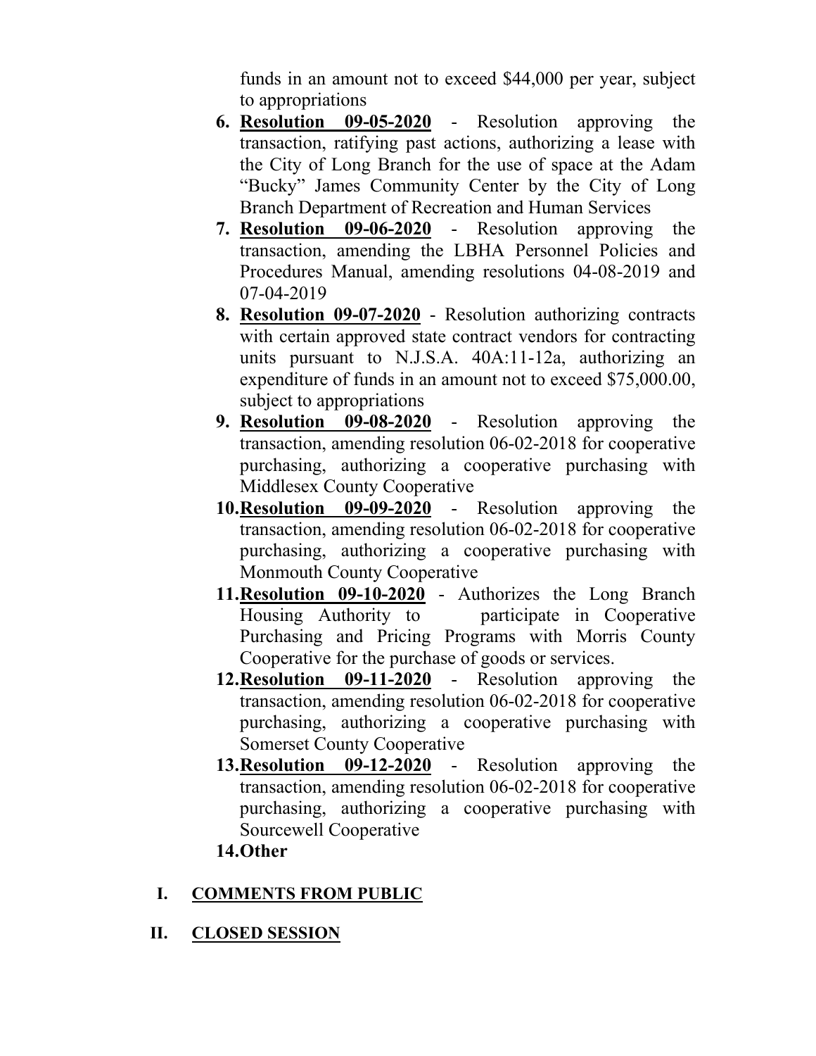funds in an amount not to exceed $44,000 per year, subject to appropriations

6. **Resolution 09-05-2020** - Resolution approving the transaction, ratifying past actions, authorizing a lease with the City of Long Branch for the use of space at the Adam "Bucky" James Community Center by the City of Long Branch Department of Recreation and Human Services
7. **Resolution 09-06-2020** - Resolution approving the transaction, amending the LBHA Personnel Policies and Procedures Manual, amending resolutions 04-08-2019 and 07-04-2019
8. **Resolution 09-07-2020** - Resolution authorizing contracts with certain approved state contract vendors for contracting units pursuant to N.J.S.A. 40A:11-12a, authorizing an expenditure of funds in an amount not to exceed $75,000.00, subject to appropriations
9. **Resolution 09-08-2020** - Resolution approving the transaction, amending resolution 06-02-2018 for cooperative purchasing, authorizing a cooperative purchasing with Middlesex County Cooperative
10. **Resolution 09-09-2020** - Resolution approving the transaction, amending resolution 06-02-2018 for cooperative purchasing, authorizing a cooperative purchasing with Monmouth County Cooperative
11. **Resolution 09-10-2020** - Authorizes the Long Branch Housing Authority to participate in Cooperative Purchasing and Pricing Programs with Morris County Cooperative for the purchase of goods or services.
12. **Resolution 09-11-2020** - Resolution approving the transaction, amending resolution 06-02-2018 for cooperative purchasing, authorizing a cooperative purchasing with Somerset County Cooperative
13. **Resolution 09-12-2020** - Resolution approving the transaction, amending resolution 06-02-2018 for cooperative purchasing, authorizing a cooperative purchasing with Sourcewell Cooperative
14. **Other**

## I. COMMENTS FROM PUBLIC

## II. CLOSED SESSION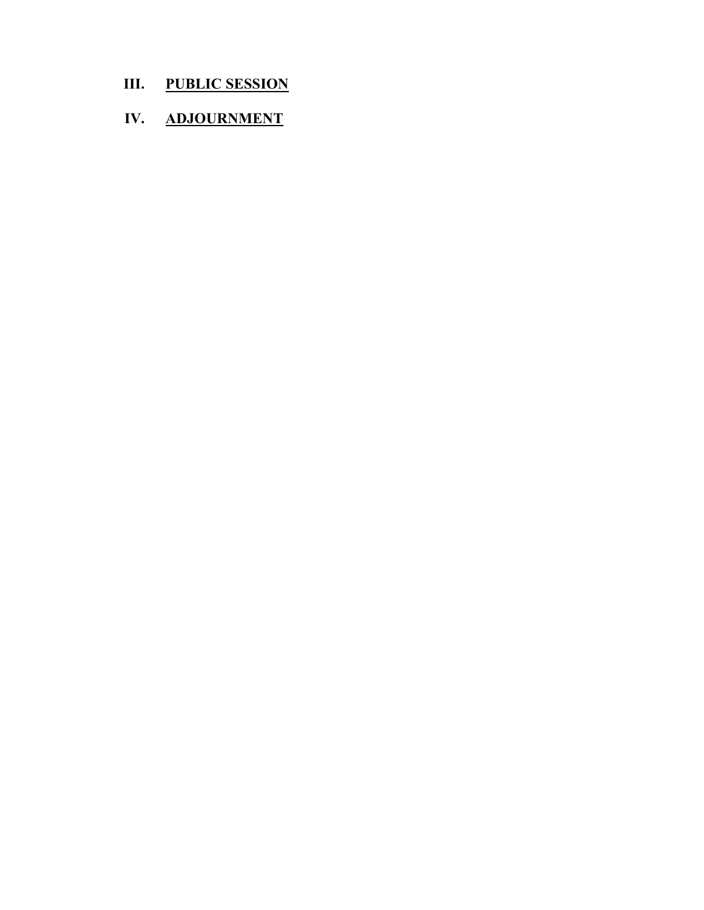## III. PUBLIC SESSION

## IV. ADJOURNMENT